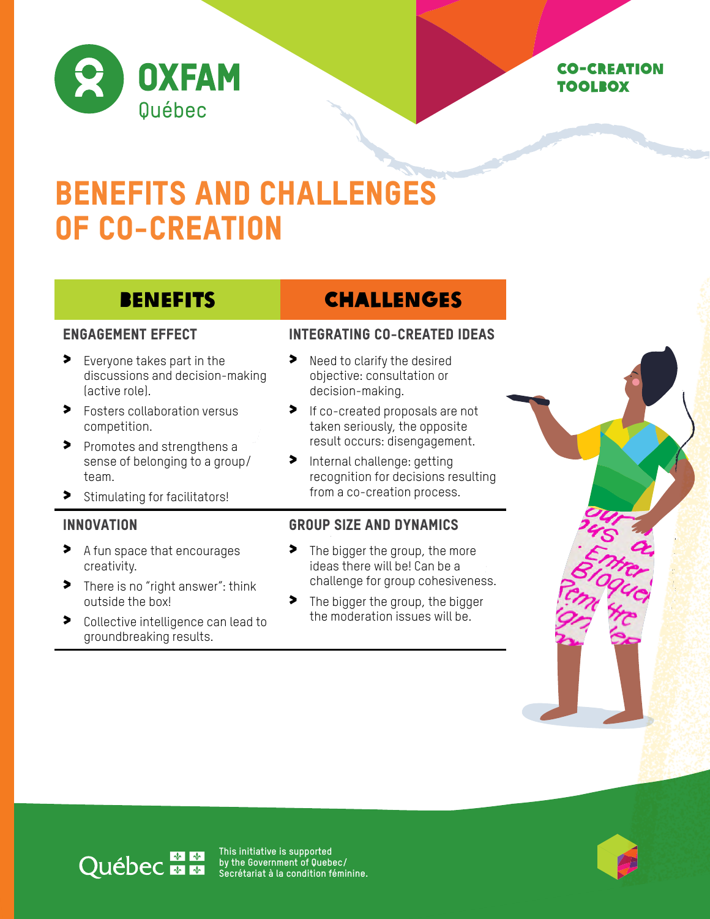OXFAM Québec

CO-CREATION TOOLBOX

# BENEFITS AND CHALLENGES OF CO-CREATION

## BENEFITS

### ENGAGEMENT EFFECT

- Everyone takes part in the discussions and decision-making (active role).
- Fosters collaboration versus competition.
- Promotes and strengthens a sense of belonging to a group/team.
- Stimulating for facilitators!

### INNOVATION

- A fun space that encourages creativity.
- There is no "right answer": think outside the box!
- Collective intelligence can lead to groundbreaking results.

## CHALLENGES

### INTEGRATING CO-CREATED IDEAS

- Need to clarify the desired objective: consultation or decision-making.
- If co-created proposals are not taken seriously, the opposite result occurs: disengagement.
- Internal challenge: getting recognition for decisions resulting from a co-creation process.

### GROUP SIZE AND DYNAMICS

- The bigger the group, the more ideas there will be! Can be a challenge for group cohesiveness.
- The bigger the group, the bigger the moderation issues will be.

Québec

This initiative is supported by the Government of Quebec/ Secrétariat à la condition féminine.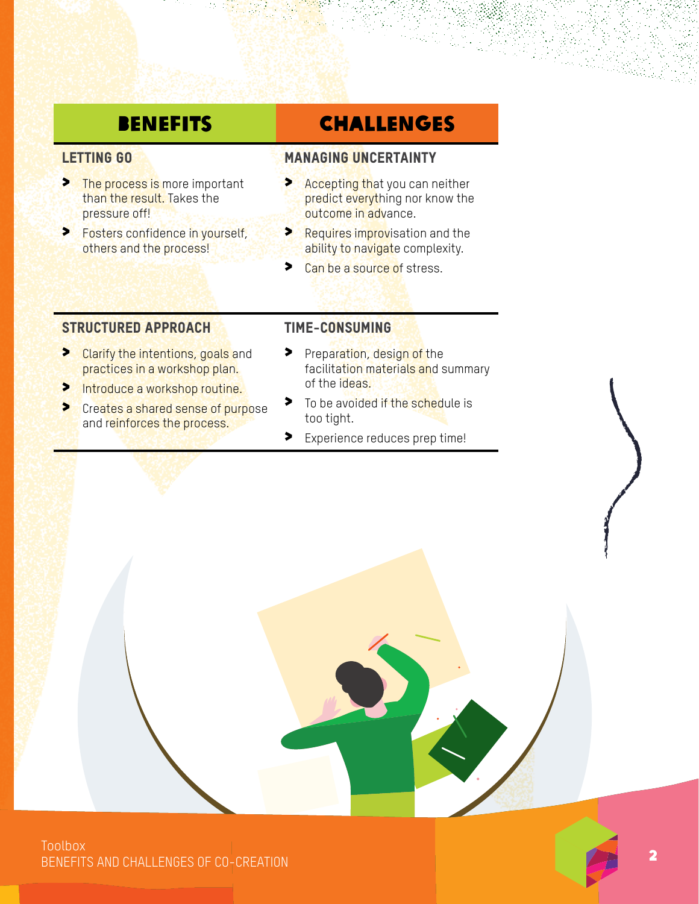| BENEFITS | CHALLENGES |
| --- | --- |
| **LETTING GO** | **MANAGING UNCERTAINTY** |
| › The process is more important than the result. Takes the pressure off!<br>› Fosters confidence in yourself, others and the process! | › Accepting that you can neither predict everything nor know the outcome in advance.<br>› Requires improvisation and the ability to navigate complexity.<br>› Can be a source of stress. |
| **STRUCTURED APPROACH** | **TIME-CONSUMING** |
| › Clarify the intentions, goals and practices in a workshop plan.<br>› Introduce a workshop routine.<br>› Creates a shared sense of purpose and reinforces the process. | › Preparation, design of the facilitation materials and summary of the ideas.<br>› To be avoided if the schedule is too tight.<br>› Experience reduces prep time! |